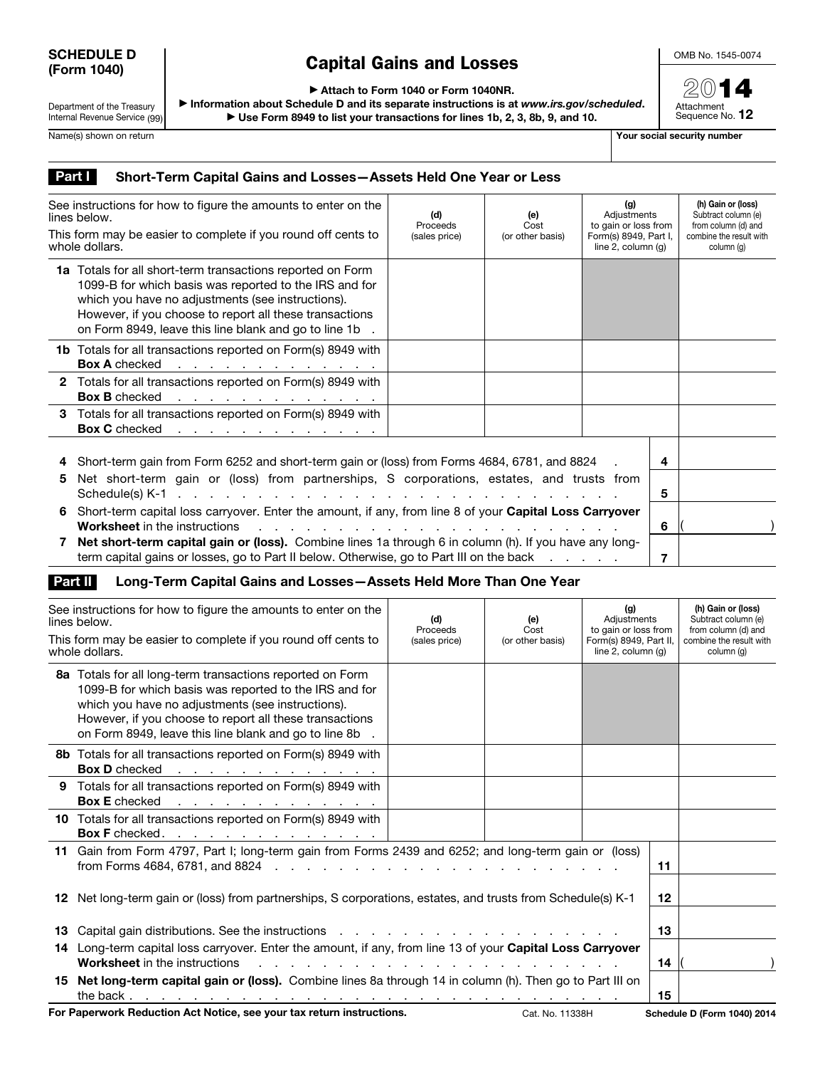**SCHEDULE D (Form 1040)**

Department of the Treasury
Internal Revenue Service (99)

# Capital Gains and Losses

▶ Attach to Form 1040 or Form 1040NR.
▶ Information about Schedule D and its separate instructions is at *www.irs.gov/scheduled*.
▶ Use Form 8949 to list your transactions for lines 1b, 2, 3, 8b, 9, and 10.

OMB No. 1545-0074

2014

Attachment Sequence No. **12**

Name(s) shown on return | **Your social security number**

## Part I Short-Term Capital Gains and Losses—Assets Held One Year or Less

| See instructions for how to figure the amounts to enter on the lines below. This form may be easier to complete if you round off cents to whole dollars. | (d) Proceeds (sales price) | (e) Cost (or other basis) | (g) Adjustments to gain or loss from Form(s) 8949, Part I, line 2, column (g) | (h) Gain or (loss) Subtract column (e) from column (d) and combine the result with column (g) |
|---|---|---|---|---|
| **1a** Totals for all short-term transactions reported on Form 1099-B for which basis was reported to the IRS and for which you have no adjustments (see instructions). However, if you choose to report all these transactions on Form 8949, leave this line blank and go to line 1b . | | | | |
| **1b** Totals for all transactions reported on Form(s) 8949 with **Box A** checked . . . . . . . . . . . . . . | | | | |
| **2** Totals for all transactions reported on Form(s) 8949 with **Box B** checked . . . . . . . . . . . . . . | | | | |
| **3** Totals for all transactions reported on Form(s) 8949 with **Box C** checked . . . . . . . . . . . . . . | | | | |

| | | |
|---|---|---|
| **4** Short-term gain from Form 6252 and short-term gain or (loss) from Forms 4684, 6781, and 8824 . | 4 | |
| **5** Net short-term gain or (loss) from partnerships, S corporations, estates, and trusts from Schedule(s) K-1 . . . . . . . . . . . . . . . . . . . . . . . . . . . . . . | 5 | |
| **6** Short-term capital loss carryover. Enter the amount, if any, from line 8 of your **Capital Loss Carryover Worksheet** in the instructions . . . . . . . . . . . . . . . . . . . . . . . . . . | 6 | ( ) |
| **7** **Net short-term capital gain or (loss).** Combine lines 1a through 6 in column (h). If you have any long-term capital gains or losses, go to Part II below. Otherwise, go to Part III on the back . . . . . | 7 | |

## Part II Long-Term Capital Gains and Losses—Assets Held More Than One Year

| See instructions for how to figure the amounts to enter on the lines below. This form may be easier to complete if you round off cents to whole dollars. | (d) Proceeds (sales price) | (e) Cost (or other basis) | (g) Adjustments to gain or loss from Form(s) 8949, Part II, line 2, column (g) | (h) Gain or (loss) Subtract column (e) from column (d) and combine the result with column (g) |
|---|---|---|---|---|
| **8a** Totals for all long-term transactions reported on Form 1099-B for which basis was reported to the IRS and for which you have no adjustments (see instructions). However, if you choose to report all these transactions on Form 8949, leave this line blank and go to line 8b . | | | | |
| **8b** Totals for all transactions reported on Form(s) 8949 with **Box D** checked . . . . . . . . . . . . . . | | | | |
| **9** Totals for all transactions reported on Form(s) 8949 with **Box E** checked . . . . . . . . . . . . . . | | | | |
| **10** Totals for all transactions reported on Form(s) 8949 with **Box F** checked. . . . . . . . . . . . . . . | | | | |

| | | |
|---|---|---|
| **11** Gain from Form 4797, Part I; long-term gain from Forms 2439 and 6252; and long-term gain or (loss) from Forms 4684, 6781, and 8824 . . . . . . . . . . . . . . . . . . . . . . . . | 11 | |
| **12** Net long-term gain or (loss) from partnerships, S corporations, estates, and trusts from Schedule(s) K-1 | 12 | |
| **13** Capital gain distributions. See the instructions . . . . . . . . . . . . . . . . . . . . . | 13 | |
| **14** Long-term capital loss carryover. Enter the amount, if any, from line 13 of your **Capital Loss Carryover Worksheet** in the instructions . . . . . . . . . . . . . . . . . . . . . . . . . . | 14 | ( ) |
| **15** **Net long-term capital gain or (loss).** Combine lines 8a through 14 in column (h). Then go to Part III on the back . . . . . . . . . . . . . . . . . . . . . . . . . . . . . . . . . | 15 | |

**For Paperwork Reduction Act Notice, see your tax return instructions.** Cat. No. 11338H **Schedule D (Form 1040) 2014**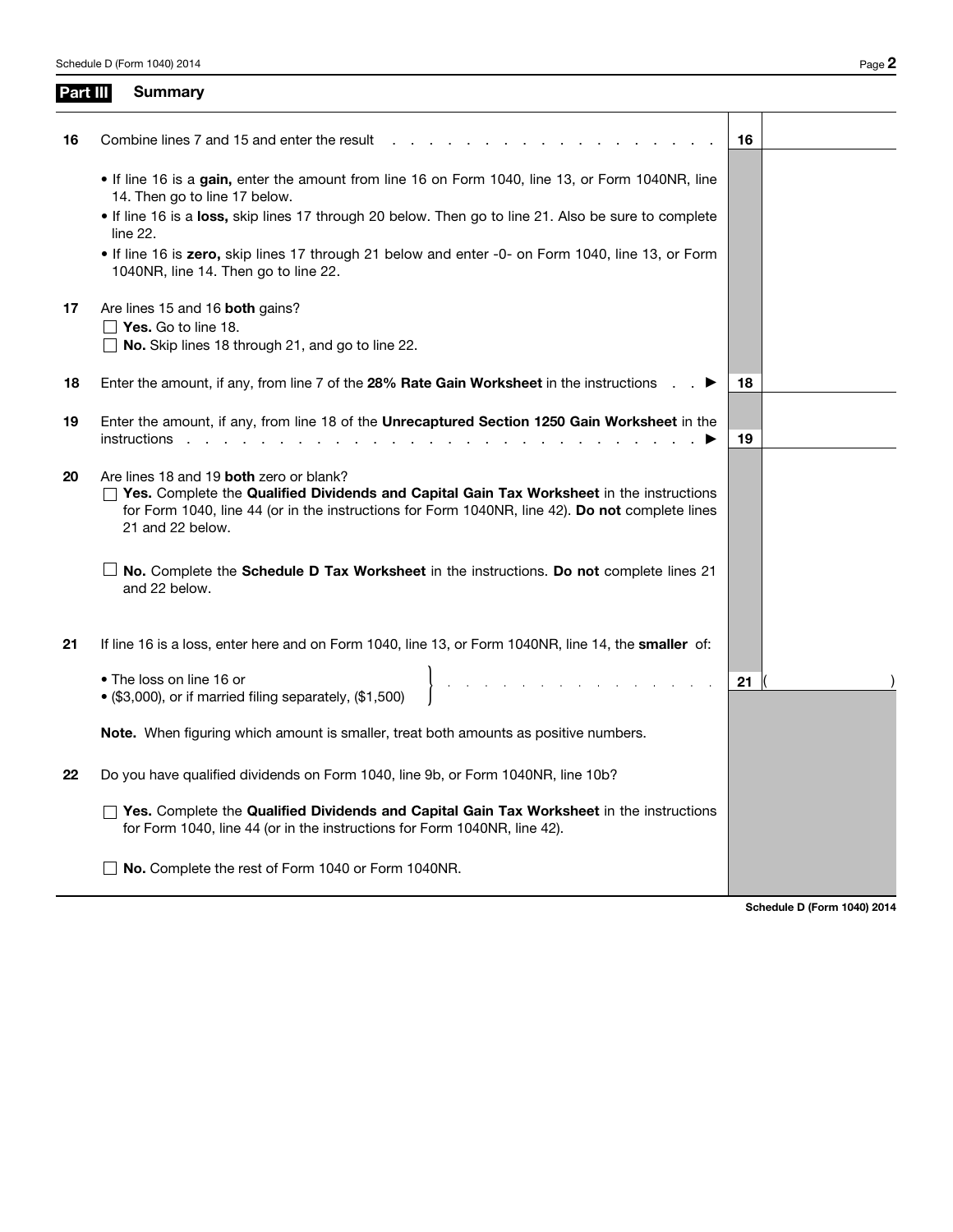## Part III Summary

**16** Combine lines 7 and 15 and enter the result . . . . . . . . . . . . . . . . . . **16**

- If line 16 is a **gain,** enter the amount from line 16 on Form 1040, line 13, or Form 1040NR, line 14. Then go to line 17 below.
- If line 16 is a **loss,** skip lines 17 through 20 below. Then go to line 21. Also be sure to complete line 22.
- If line 16 is **zero,** skip lines 17 through 21 below and enter -0- on Form 1040, line 13, or Form 1040NR, line 14. Then go to line 22.

**17** Are lines 15 and 16 **both** gains?

☐ **Yes.** Go to line 18.

☐ **No.** Skip lines 18 through 21, and go to line 22.

**18** Enter the amount, if any, from line 7 of the **28% Rate Gain Worksheet** in the instructions . . ▶ **18**

**19** Enter the amount, if any, from line 18 of the **Unrecaptured Section 1250 Gain Worksheet** in the instructions . . . . . . . . . . . . . . . . . . . . . . . . . . . . . . . ▶ **19**

**20** Are lines 18 and 19 **both** zero or blank?

☐ **Yes.** Complete the **Qualified Dividends and Capital Gain Tax Worksheet** in the instructions for Form 1040, line 44 (or in the instructions for Form 1040NR, line 42). **Do not** complete lines 21 and 22 below.

☐ **No.** Complete the **Schedule D Tax Worksheet** in the instructions. **Do not** complete lines 21 and 22 below.

**21** If line 16 is a loss, enter here and on Form 1040, line 13, or Form 1040NR, line 14, the **smaller** of:

- The loss on line 16 or
- ($3,000), or if married filing separately, ($1,500)

. . . . . . . . . . . . . . . . . . **21** ( )

**Note.** When figuring which amount is smaller, treat both amounts as positive numbers.

**22** Do you have qualified dividends on Form 1040, line 9b, or Form 1040NR, line 10b?

☐ **Yes.** Complete the **Qualified Dividends and Capital Gain Tax Worksheet** in the instructions for Form 1040, line 44 (or in the instructions for Form 1040NR, line 42).

☐ **No.** Complete the rest of Form 1040 or Form 1040NR.